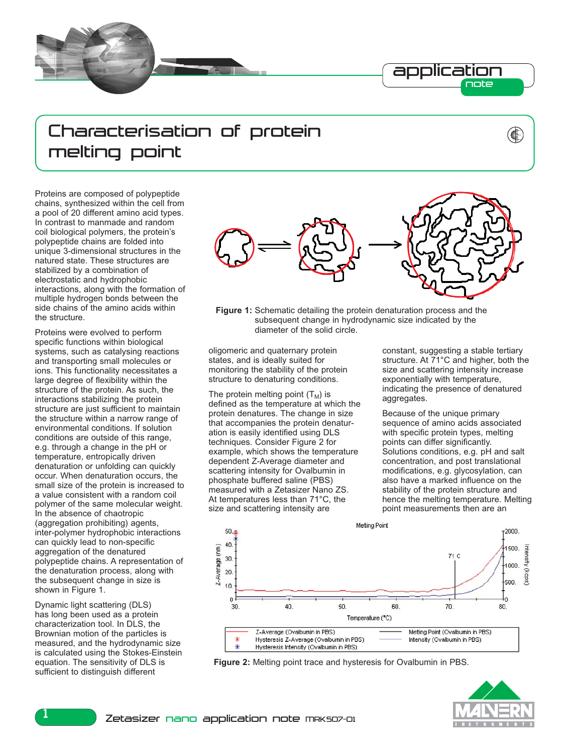# Characterisation of protein melting point

Proteins are composed of polypeptide chains, synthesized within the cell from a pool of 20 different amino acid types. In contrast to manmade and random coil biological polymers, the protein's polypeptide chains are folded into unique 3-dimensional structures in the natured state. These structures are stabilized by a combination of electrostatic and hydrophobic interactions, along with the formation of multiple hydrogen bonds between the side chains of the amino acids within the structure.

Proteins were evolved to perform specific functions within biological systems, such as catalysing reactions and transporting small molecules or ions. This functionality necessitates a large degree of flexibility within the structure of the protein. As such, the interactions stabilizing the protein structure are just sufficient to maintain the structure within a narrow range of environmental conditions. If solution conditions are outside of this range, e.g. through a change in the pH or temperature, entropically driven denaturation or unfolding can quickly occur. When denaturation occurs, the small size of the protein is increased to a value consistent with a random coil polymer of the same molecular weight. In the absence of chaotropic (aggregation prohibiting) agents, inter-polymer hydrophobic interactions can quickly lead to non-specific aggregation of the denatured polypeptide chains. A representation of the denaturation process, along with the subsequent change in size is shown in Figure 1.

**Figure 1:** Schematic detailing the protein denaturation process and the subsequent change in hydrodynamic size indicated by the diameter of the solid circle.

Dynamic light scattering (DLS) has long been used as a protein characterization tool. In DLS, the Brownian motion of the particles is measured, and the hydrodynamic size is calculated using the Stokes-Einstein equation. The sensitivity of DLS is sufficient to distinguish different oligomeric and quaternary protein states, and is ideally suited for monitoring the stability of the protein structure to denaturing conditions.

The protein melting point ($T_M$) is defined as the temperature at which the protein denatures. The change in size that accompanies the protein denaturation is easily identified using DLS techniques. Consider Figure 2 for example, which shows the temperature dependent Z-Average diameter and scattering intensity for Ovalbumin in phosphate buffered saline (PBS) measured with a Zetasizer Nano ZS. At temperatures less than 71°C, the size and scattering intensity are constant, suggesting a stable tertiary structure. At 71°C and higher, both the size and scattering intensity increase exponentially with temperature, indicating the presence of denatured aggregates.

Because of the unique primary sequence of amino acids associated with specific protein types, melting points can differ significantly. Solutions conditions, e.g. pH and salt concentration, and post translational modifications, e.g. glycosylation, can also have a marked influence on the stability of the protein structure and hence the melting temperature. Melting point measurements then are an

**Figure 2:** Melting point trace and hysteresis for Ovalbumin in PBS.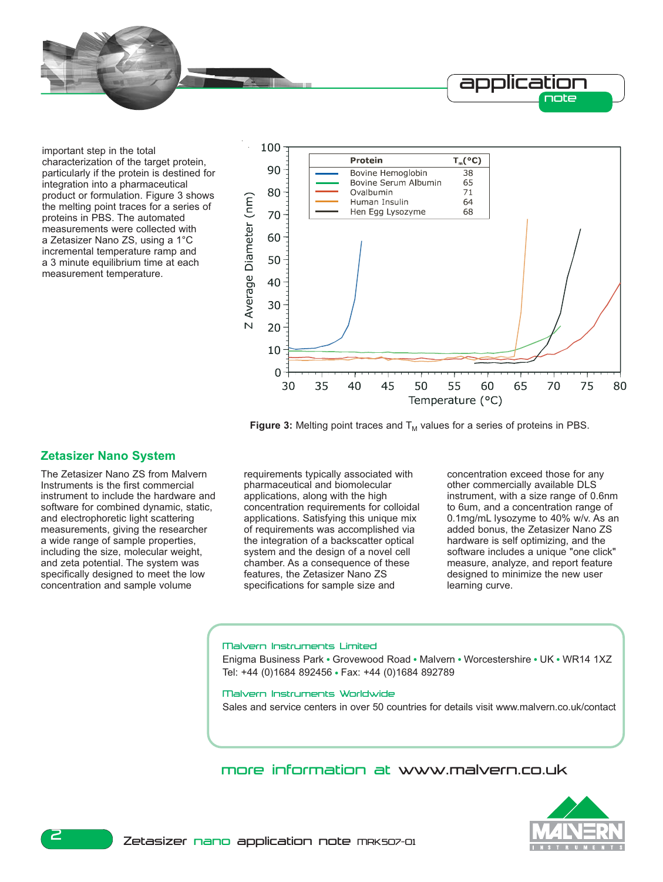important step in the total characterization of the target protein, particularly if the protein is destined for integration into a pharmaceutical product or formulation. Figure 3 shows the melting point traces for a series of proteins in PBS. The automated measurements were collected with a Zetasizer Nano ZS, using a 1°C incremental temperature ramp and a 3 minute equilibrium time at each measurement temperature.

Z Average Diameter (nm)

100
90
80
70
60
50
40
30
20
10
0

Temperature (°C)

30 35 40 45 50 55 60 65 70 75 80

Protein — $T_m$(°C)

Bovine Hemoglobin 38
Bovine Serum Albumin 65
Ovalbumin 71
Human Insulin 64
Hen Egg Lysozyme 68

**Figure 3:** Melting point traces and $T_M$ values for a series of proteins in PBS.

## Zetasizer Nano System

The Zetasizer Nano ZS from Malvern Instruments is the first commercial instrument to include the hardware and software for combined dynamic, static, and electrophoretic light scattering measurements, giving the researcher a wide range of sample properties, including the size, molecular weight, and zeta potential. The system was specifically designed to meet the low concentration and sample volume requirements typically associated with pharmaceutical and biomolecular applications, along with the high concentration requirements for colloidal applications. Satisfying this unique mix of requirements was accomplished via the integration of a backscatter optical system and the design of a novel cell chamber. As a consequence of these features, the Zetasizer Nano ZS specifications for sample size and concentration exceed those for any other commercially available DLS instrument, with a size range of 0.6nm to 6um, and a concentration range of 0.1mg/mL lysozyme to 40% w/v. As an added bonus, the Zetasizer Nano ZS hardware is self optimizing, and the software includes a unique "one click" measure, analyze, and report feature designed to minimize the new user learning curve.

**Malvern Instruments Limited**

Enigma Business Park • Grovewood Road • Malvern • Worcestershire • UK • WR14 1XZ
Tel: +44 (0)1684 892456 • Fax: +44 (0)1684 892789

**Malvern Instruments Worldwide**

Sales and service centers in over 50 countries for details visit www.malvern.co.uk/contact

more information at www.malvern.co.uk